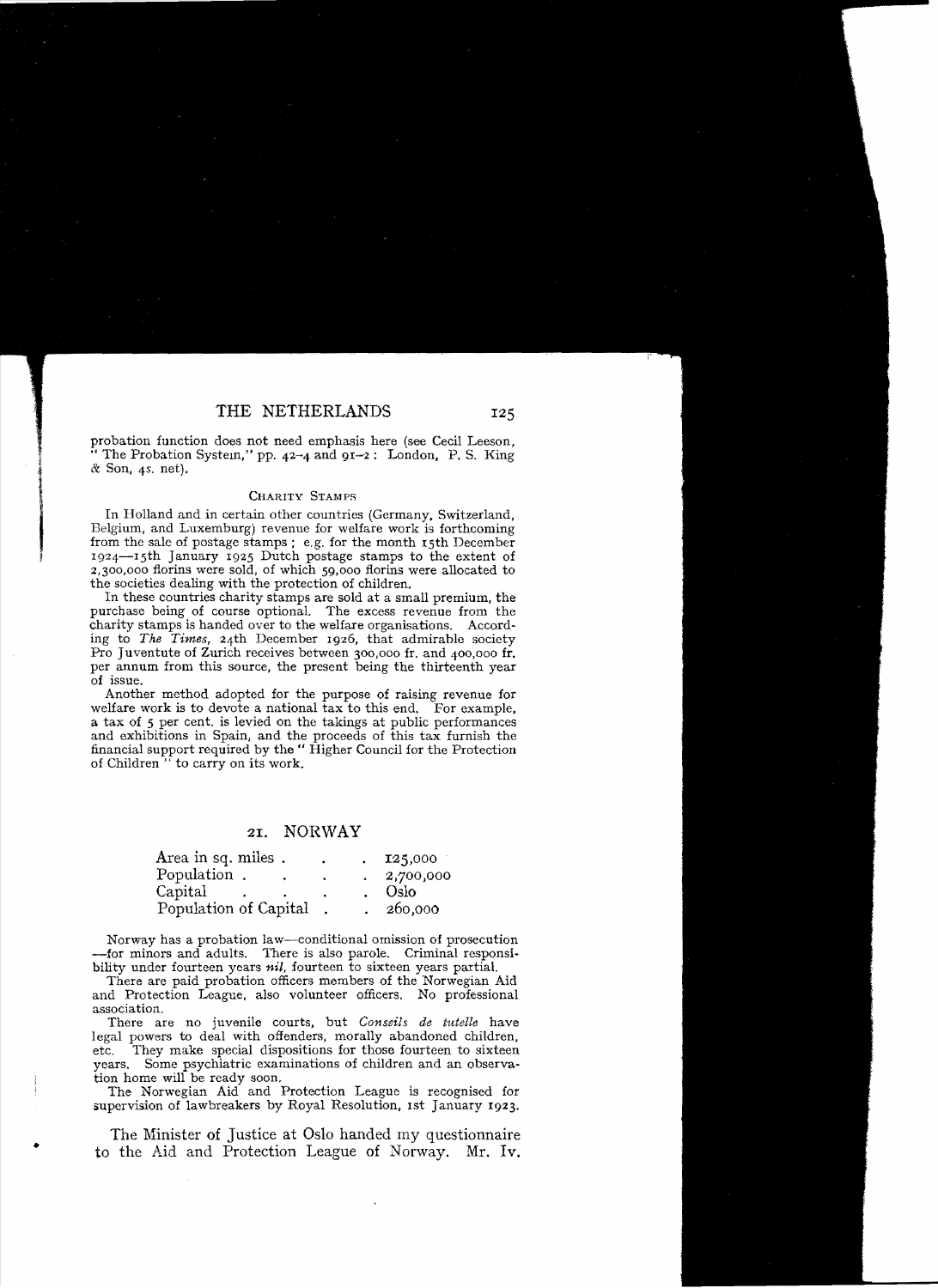probation function does not need emphasis here (see Cecil Leeson, "The Probation System," pp. 42–4 and 91–2: London, P. S. King & Son, 4s. net).

### CHARITY STAMPS

In Holland and in certain other countries (Germany, Switzerland, Belgium, and Luxemburg) revenue for welfare work is forthcoming from the sale of postage stamps; e.g. for the month 15th December 1924—15th January 1925 Dutch postage stamps to the extent of 2,300,000 florins were sold, of which 59,000 florins were allocated to the societies dealing with the protection of children.

In these countries charity stamps are sold at a small premium, the purchase being of course optional. The excess revenue from the charity stamps is handed over to the welfare organisations. According to *The Times*, 24th December 1926, that admirable society Pro Juventute of Zurich receives between 300,000 fr. and 400,000 fr. per annum from this source, the present being the thirteenth year of issue.

Another method adopted for the purpose of raising revenue for welfare work is to devote a national tax to this end. For example, a tax of 5 per cent. is levied on the takings at public performances and exhibitions in Spain, and the proceeds of this tax furnish the financial support required by the "Higher Council for the Protection of Children" to carry on its work.

## 21. NORWAY

| | |
|---|---|
| Area in sq. miles | 125,000 |
| Population | 2,700,000 |
| Capital | Oslo |
| Population of Capital | 260,000 |

Norway has a probation law—conditional omission of prosecution—for minors and adults. There is also parole. Criminal responsibility under fourteen years *nil*, fourteen to sixteen years partial.

There are paid probation officers members of the Norwegian Aid and Protection League, also volunteer officers. No professional association.

There are no juvenile courts, but *Conseils de tutelle* have legal powers to deal with offenders, morally abandoned children, etc. They make special dispositions for those fourteen to sixteen years. Some psychiatric examinations of children and an observation home will be ready soon.

The Norwegian Aid and Protection League is recognised for supervision of lawbreakers by Royal Resolution, 1st January 1923.

The Minister of Justice at Oslo handed my questionnaire to the Aid and Protection League of Norway. Mr. Iv.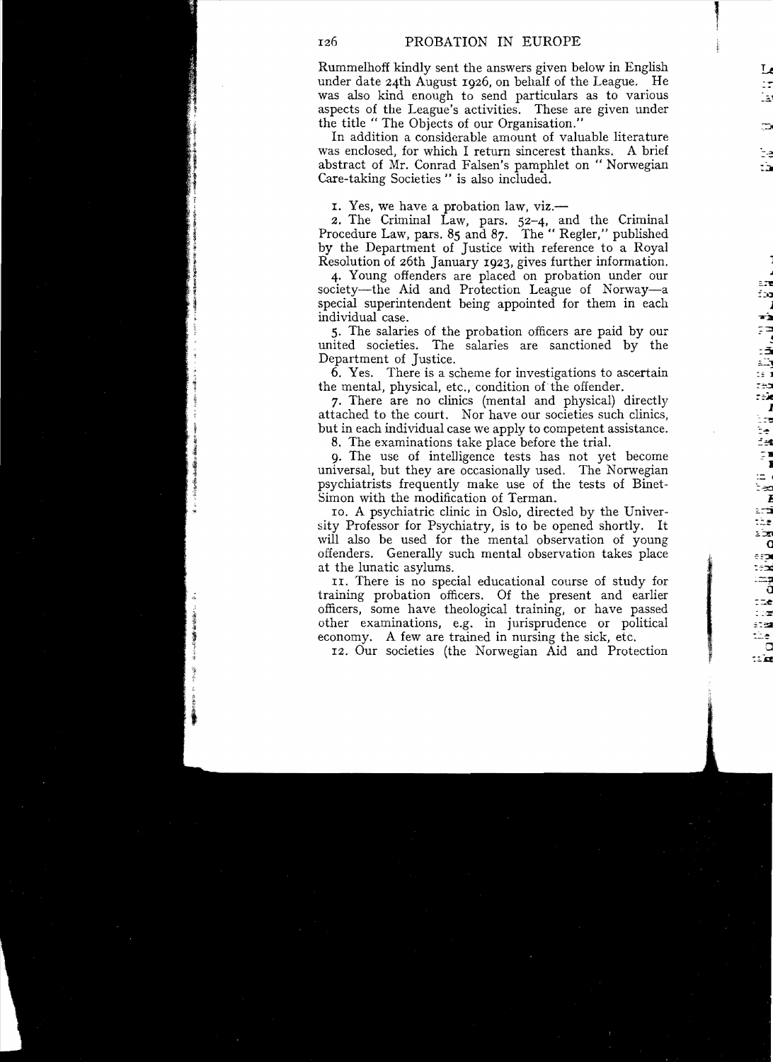Rummelhoff kindly sent the answers given below in English under date 24th August 1926, on behalf of the League. He was also kind enough to send particulars as to various aspects of the League's activities. These are given under the title " The Objects of our Organisation."

In addition a considerable amount of valuable literature was enclosed, for which I return sincerest thanks. A brief abstract of Mr. Conrad Falsen's pamphlet on " Norwegian Care-taking Societies " is also included.

1. Yes, we have a probation law, viz.—

2. The Criminal Law, pars. 52–4, and the Criminal Procedure Law, pars. 85 and 87. The " Regler," published by the Department of Justice with reference to a Royal Resolution of 26th January 1923, gives further information.

4. Young offenders are placed on probation under our society—the Aid and Protection League of Norway—a special superintendent being appointed for them in each individual case.

5. The salaries of the probation officers are paid by our united societies. The salaries are sanctioned by the Department of Justice.

6. Yes. There is a scheme for investigations to ascertain the mental, physical, etc., condition of the offender.

7. There are no clinics (mental and physical) directly attached to the court. Nor have our societies such clinics, but in each individual case we apply to competent assistance.

8. The examinations take place before the trial.

9. The use of intelligence tests has not yet become universal, but they are occasionally used. The Norwegian psychiatrists frequently make use of the tests of Binet-Simon with the modification of Terman.

10. A psychiatric clinic in Oslo, directed by the University Professor for Psychiatry, is to be opened shortly. It will also be used for the mental observation of young offenders. Generally such mental observation takes place at the lunatic asylums.

11. There is no special educational course of study for training probation officers. Of the present and earlier officers, some have theological training, or have passed other examinations, e.g. in jurisprudence or political economy. A few are trained in nursing the sick, etc.

12. Our societies (the Norwegian Aid and Protection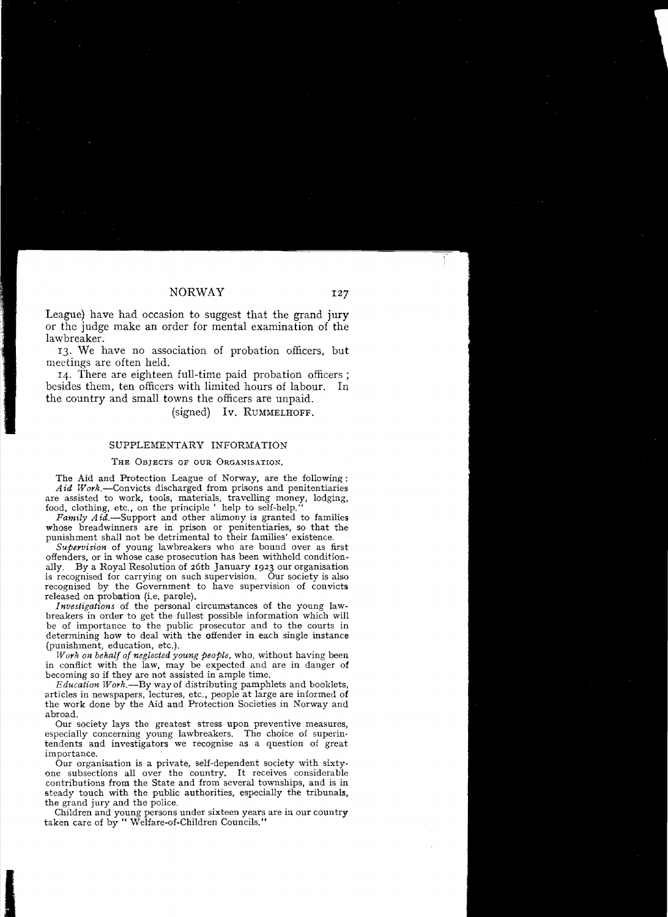League) have had occasion to suggest that the grand jury or the judge make an order for mental examination of the lawbreaker.

13. We have no association of probation officers, but meetings are often held.

14. There are eighteen full-time paid probation officers; besides them, ten officers with limited hours of labour. In the country and small towns the officers are unpaid.

(signed) Iv. RUMMELHOFF.

## SUPPLEMENTARY INFORMATION

### THE OBJECTS OF OUR ORGANISATION.

The Aid and Protection League of Norway, are the following:

*Aid Work.*—Convicts discharged from prisons and penitentiaries are assisted to work, tools, materials, travelling money, lodging, food, clothing, etc., on the principle ' help to self-help."

*Family Aid.*—Support and other alimony is granted to families whose breadwinners are in prison or penitentiaries, so that the punishment shall not be detrimental to their families' existence.

*Supervision* of young lawbreakers who are bound over as first offenders, or in whose case prosecution has been withheld conditionally. By a Royal Resolution of 26th January 1923 our organisation is recognised for carrying on such supervision. Our society is also recognised by the Government to have supervision of convicts released on probation (i.e. parole).

*Investigations* of the personal circumstances of the young lawbreakers in order to get the fullest possible information which will be of importance to the public prosecutor and to the courts in determining how to deal with the offender in each single instance (punishment, education, etc.).

*Work on behalf of neglected young people,* who, without having been in conflict with the law, may be expected and are in danger of becoming so if they are not assisted in ample time.

*Education Work.*—By way of distributing pamphlets and booklets, articles in newspapers, lectures, etc., people at large are informed of the work done by the Aid and Protection Societies in Norway and abroad.

Our society lays the greatest stress upon preventive measures, especially concerning young lawbreakers. The choice of superintendents and investigators we recognise as a question of great importance.

Our organisation is a private, self-dependent society with sixty-one subsections all over the country. It receives considerable contributions from the State and from several townships, and is in steady touch with the public authorities, especially the tribunals, the grand jury and the police.

Children and young persons under sixteen years are in our country taken care of by " Welfare-of-Children Councils."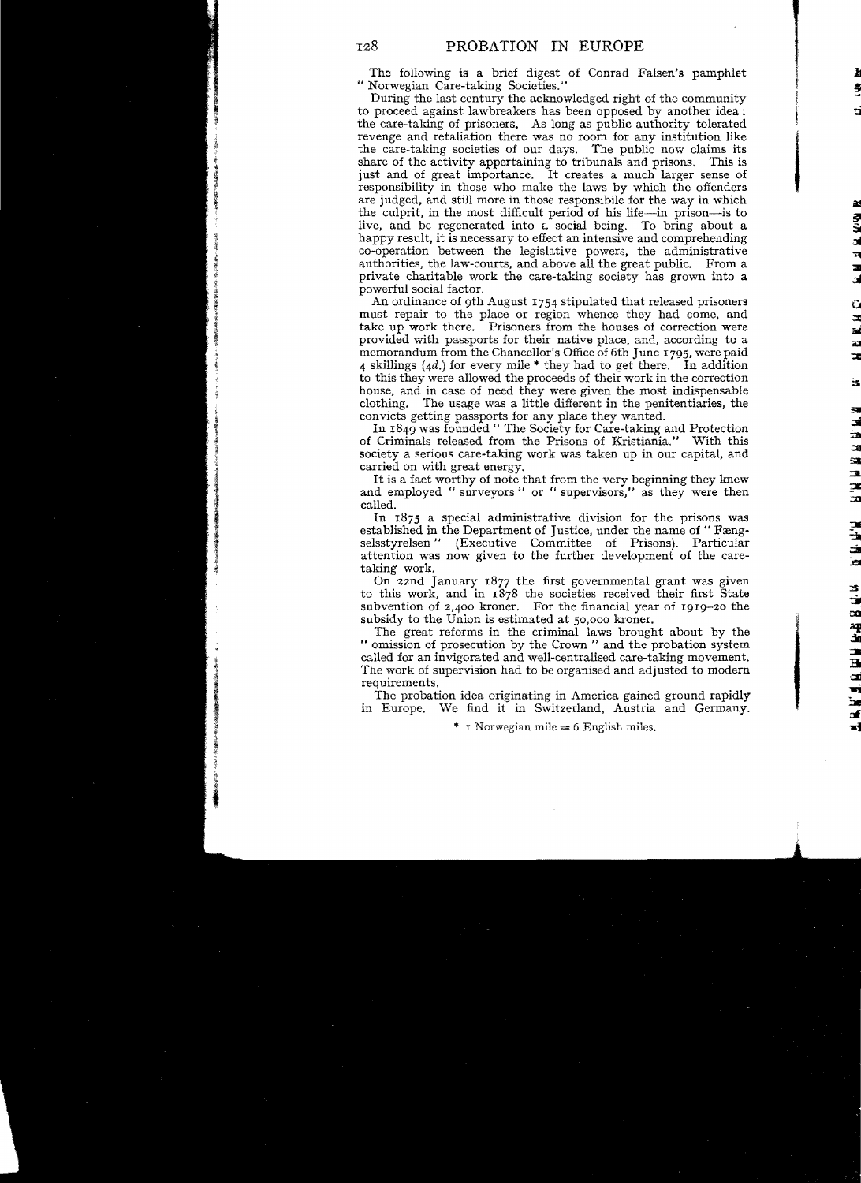The following is a brief digest of Conrad Falsen's pamphlet "Norwegian Care-taking Societies."

During the last century the acknowledged right of the community to proceed against lawbreakers has been opposed by another idea: the care-taking of prisoners. As long as public authority tolerated revenge and retaliation there was no room for any institution like the care-taking societies of our days. The public now claims its share of the activity appertaining to tribunals and prisons. This is just and of great importance. It creates a much larger sense of responsibility in those who make the laws by which the offenders are judged, and still more in those responsibile for the way in which the culprit, in the most difficult period of his life—in prison—is to live, and be regenerated into a social being. To bring about a happy result, it is necessary to effect an intensive and comprehending co-operation between the legislative powers, the administrative authorities, the law-courts, and above all the great public. From a private charitable work the care-taking society has grown into a powerful social factor.

An ordinance of 9th August 1754 stipulated that released prisoners must repair to the place or region whence they had come, and take up work there. Prisoners from the houses of correction were provided with passports for their native place, and, according to a memorandum from the Chancellor's Office of 6th June 1795, were paid 4 skillings (*4d.*) for every mile * they had to get there. In addition to this they were allowed the proceeds of their work in the correction house, and in case of need they were given the most indispensable clothing. The usage was a little different in the penitentiaries, the convicts getting passports for any place they wanted.

In 1849 was founded "The Society for Care-taking and Protection of Criminals released from the Prisons of Kristiania." With this society a serious care-taking work was taken up in our capital, and carried on with great energy.

It is a fact worthy of note that from the very beginning they knew and employed "surveyors" or "supervisors," as they were then called.

In 1875 a special administrative division for the prisons was established in the Department of Justice, under the name of "Fængselsstyrelsen" (Executive Committee of Prisons). Particular attention was now given to the further development of the care-taking work.

On 22nd January 1877 the first governmental grant was given to this work, and in 1878 the societies received their first State subvention of 2,400 kroner. For the financial year of 1919–20 the subsidy to the Union is estimated at 50,000 kroner.

The great reforms in the criminal laws brought about by the "omission of prosecution by the Crown" and the probation system called for an invigorated and well-centralised care-taking movement. The work of supervision had to be organised and adjusted to modern requirements.

The probation idea originating in America gained ground rapidly in Europe. We find it in Switzerland, Austria and Germany.

\* 1 Norwegian mile = 6 English miles.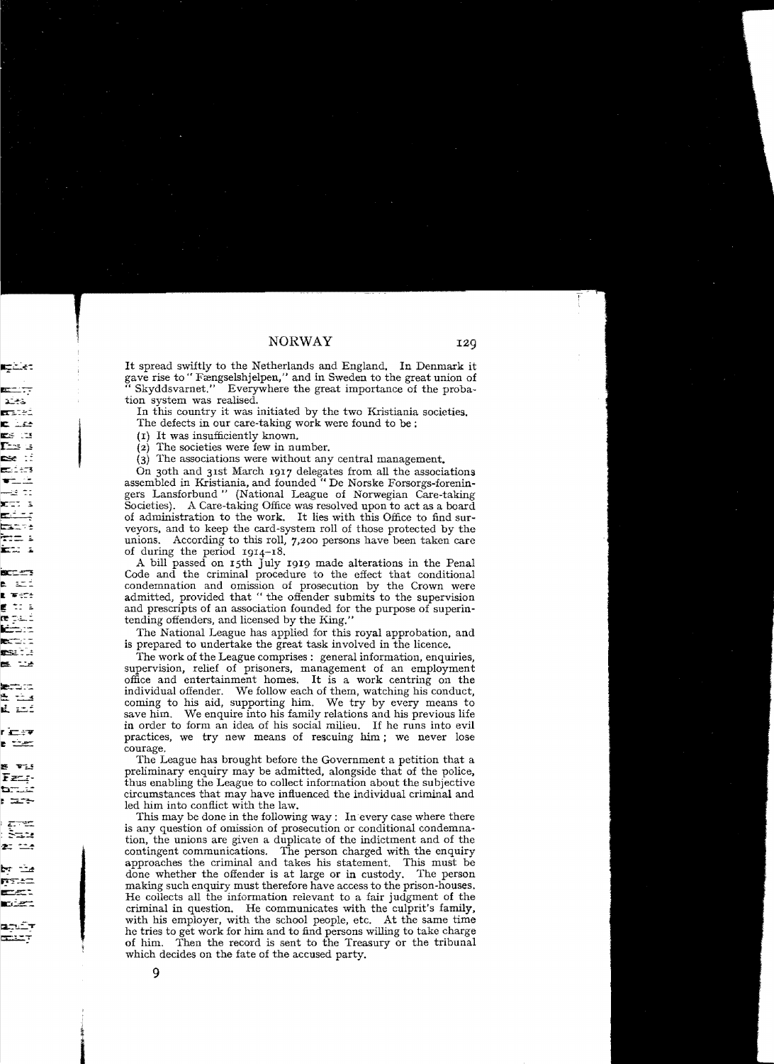It spread swiftly to the Netherlands and England. In Denmark it gave rise to "Fængselshjelpen," and in Sweden to the great union of "Skyddsvarnet." Everywhere the great importance of the probation system was realised.

In this country it was initiated by the two Kristiania societies.

The defects in our care-taking work were found to be:

(1) It was insufficiently known.

(2) The societies were few in number.

(3) The associations were without any central management.

On 30th and 31st March 1917 delegates from all the associations assembled in Kristiania, and founded "De Norske Forsorgs-foreningers Lansforbund" (National League of Norwegian Care-taking Societies). A Care-taking Office was resolved upon to act as a board of administration to the work. It lies with this Office to find surveyors, and to keep the card-system roll of those protected by the unions. According to this roll, 7,200 persons have been taken care of during the period 1914–18.

A bill passed on 15th July 1919 made alterations in the Penal Code and the criminal procedure to the effect that conditional condemnation and omission of prosecution by the Crown were admitted, provided that "the offender submits to the supervision and prescripts of an association founded for the purpose of superintending offenders, and licensed by the King."

The National League has applied for this royal approbation, and is prepared to undertake the great task involved in the licence.

The work of the League comprises: general information, enquiries, supervision, relief of prisoners, management of an employment office and entertainment homes. It is a work centring on the individual offender. We follow each of them, watching his conduct, coming to his aid, supporting him. We try by every means to save him. We enquire into his family relations and his previous life in order to form an idea of his social milieu. If he runs into evil practices, we try new means of rescuing him; we never lose courage.

The League has brought before the Government a petition that a preliminary enquiry may be admitted, alongside that of the police, thus enabling the League to collect information about the subjective circumstances that may have influenced the individual criminal and led him into conflict with the law.

This may be done in the following way: In every case where there is any question of omission of prosecution or conditional condemnation, the unions are given a duplicate of the indictment and of the contingent communications. The person charged with the enquiry approaches the criminal and takes his statement. This must be done whether the offender is at large or in custody. The person making such enquiry must therefore have access to the prison-houses. He collects all the information relevant to a fair judgment of the criminal in question. He communicates with the culprit's family, with his employer, with the school people, etc. At the same time he tries to get work for him and to find persons willing to take charge of him. Then the record is sent to the Treasury or the tribunal which decides on the fate of the accused party.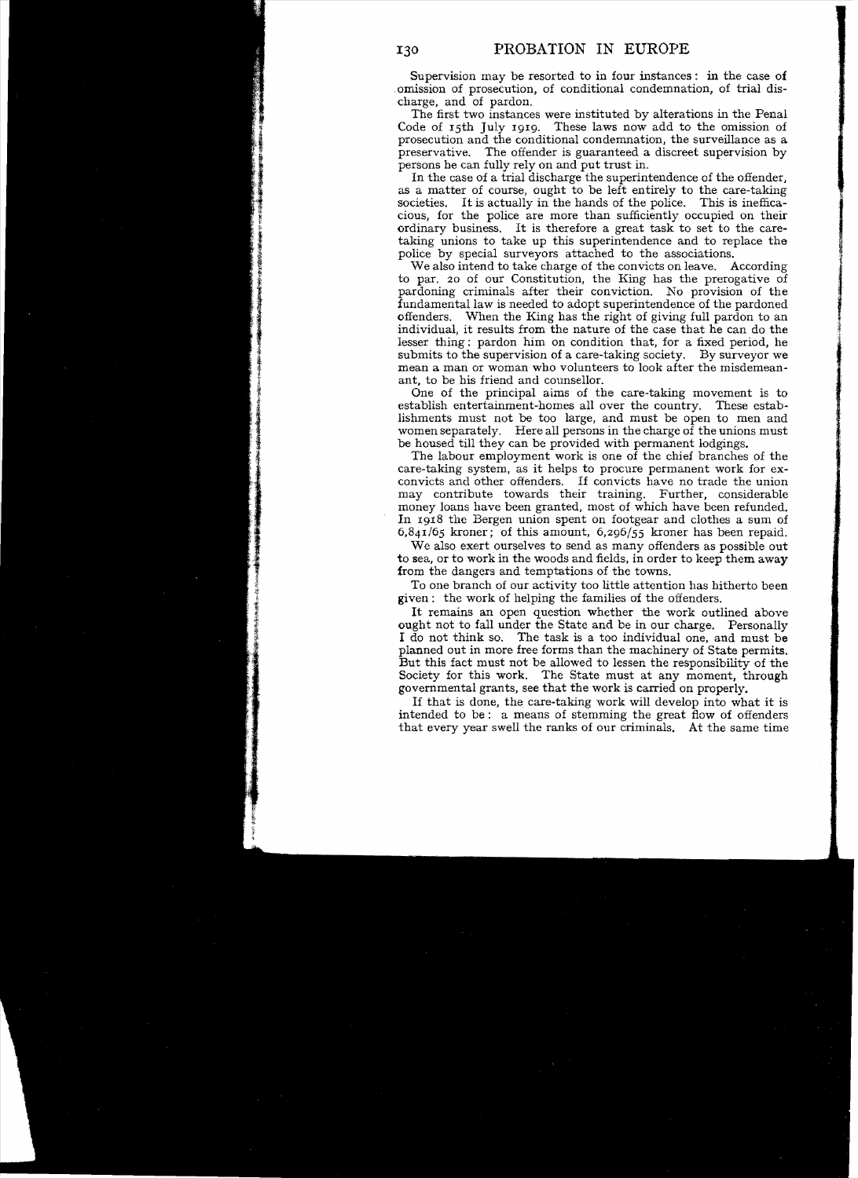Supervision may be resorted to in four instances: in the case of omission of prosecution, of conditional condemnation, of trial discharge, and of pardon.

The first two instances were instituted by alterations in the Penal Code of 15th July 1919. These laws now add to the omission of prosecution and the conditional condemnation, the surveillance as a preservative. The offender is guaranteed a discreet supervision by persons he can fully rely on and put trust in.

In the case of a trial discharge the superintendence of the offender, as a matter of course, ought to be left entirely to the care-taking societies. It is actually in the hands of the police. This is inefficacious, for the police are more than sufficiently occupied on their ordinary business. It is therefore a great task to set to the care-taking unions to take up this superintendence and to replace the police by special surveyors attached to the associations.

We also intend to take charge of the convicts on leave. According to par. 20 of our Constitution, the King has the prerogative of pardoning criminals after their conviction. No provision of the fundamental law is needed to adopt superintendence of the pardoned offenders. When the King has the right of giving full pardon to an individual, it results from the nature of the case that he can do the lesser thing: pardon him on condition that, for a fixed period, he submits to the supervision of a care-taking society. By surveyor we mean a man or woman who volunteers to look after the misdemeanant, to be his friend and counsellor.

One of the principal aims of the care-taking movement is to establish entertainment-homes all over the country. These establishments must not be too large, and must be open to men and women separately. Here all persons in the charge of the unions must be housed till they can be provided with permanent lodgings.

The labour employment work is one of the chief branches of the care-taking system, as it helps to procure permanent work for ex-convicts and other offenders. If convicts have no trade the union may contribute towards their training. Further, considerable money loans have been granted, most of which have been refunded. In 1918 the Bergen union spent on footgear and clothes a sum of 6,841/65 kroner; of this amount, 6,296/55 kroner has been repaid.

We also exert ourselves to send as many offenders as possible out to sea, or to work in the woods and fields, in order to keep them away from the dangers and temptations of the towns.

To one branch of our activity too little attention has hitherto been given: the work of helping the families of the offenders.

It remains an open question whether the work outlined above ought not to fall under the State and be in our charge. Personally I do not think so. The task is a too individual one, and must be planned out in more free forms than the machinery of State permits. But this fact must not be allowed to lessen the responsibility of the Society for this work. The State must at any moment, through governmental grants, see that the work is carried on properly.

If that is done, the care-taking work will develop into what it is intended to be: a means of stemming the great flow of offenders that every year swell the ranks of our criminals. At the same time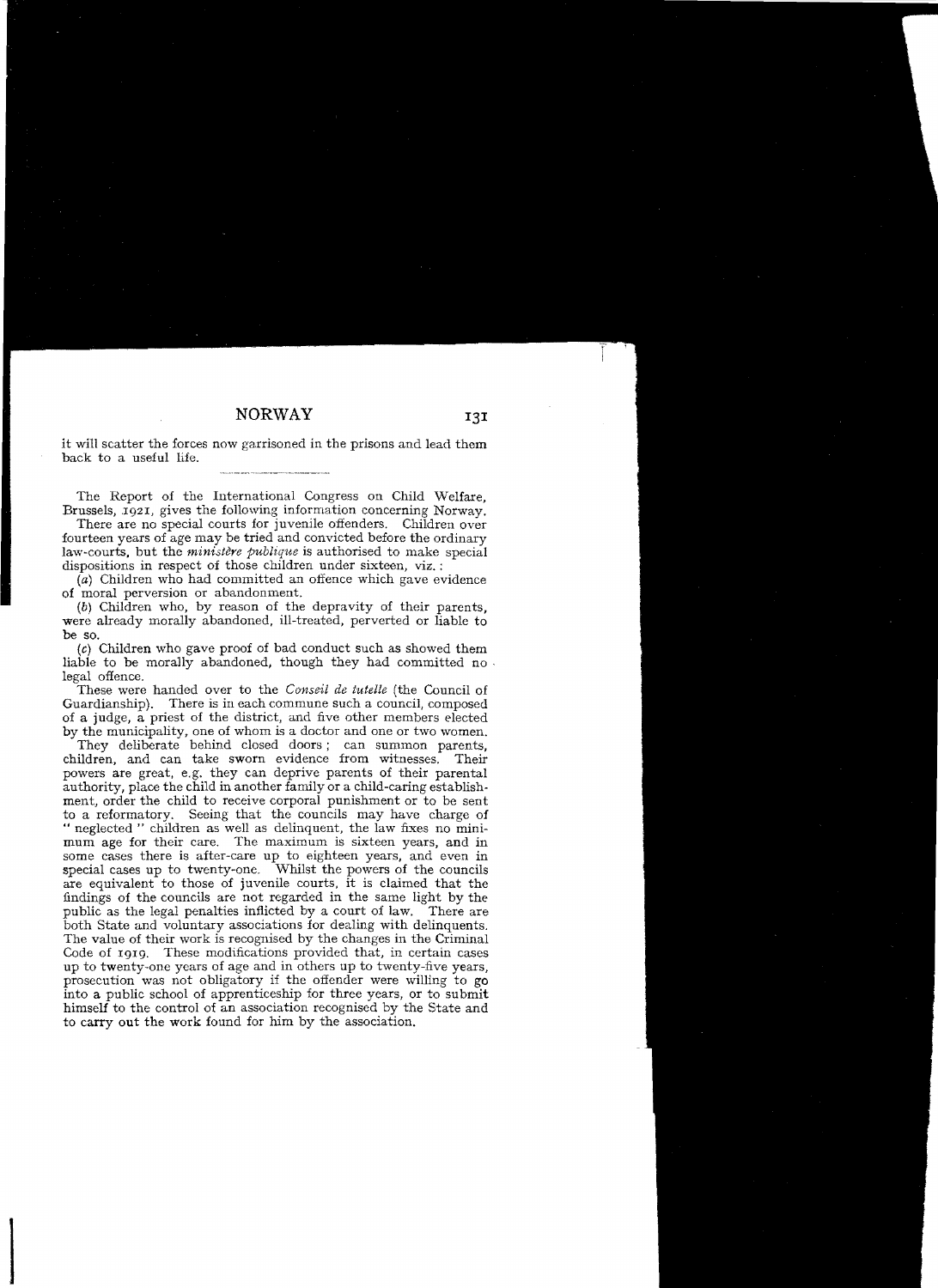it will scatter the forces now garrisoned in the prisons and lead them back to a useful life.

---

The Report of the International Congress on Child Welfare, Brussels, 1921, gives the following information concerning Norway.

There are no special courts for juvenile offenders. Children over fourteen years of age may be tried and convicted before the ordinary law-courts, but the *ministère publique* is authorised to make special dispositions in respect of those children under sixteen, viz.:

(*a*) Children who had committed an offence which gave evidence of moral perversion or abandonment.

(*b*) Children who, by reason of the depravity of their parents, were already morally abandoned, ill-treated, perverted or liable to be so.

(*c*) Children who gave proof of bad conduct such as showed them liable to be morally abandoned, though they had committed no legal offence.

These were handed over to the *Conseil de tutelle* (the Council of Guardianship). There is in each commune such a council, composed of a judge, a priest of the district, and five other members elected by the municipality, one of whom is a doctor and one or two women.

They deliberate behind closed doors; can summon parents, children, and can take sworn evidence from witnesses. Their powers are great, e.g. they can deprive parents of their parental authority, place the child in another family or a child-caring establishment, order the child to receive corporal punishment or to be sent to a reformatory. Seeing that the councils may have charge of "neglected" children as well as delinquent, the law fixes no minimum age for their care. The maximum is sixteen years, and in some cases there is after-care up to eighteen years, and even in special cases up to twenty-one. Whilst the powers of the councils are equivalent to those of juvenile courts, it is claimed that the findings of the councils are not regarded in the same light by the public as the legal penalties inflicted by a court of law. There are both State and voluntary associations for dealing with delinquents. The value of their work is recognised by the changes in the Criminal Code of 1919. These modifications provided that, in certain cases up to twenty-one years of age and in others up to twenty-five years, prosecution was not obligatory if the offender were willing to go into a public school of apprenticeship for three years, or to submit himself to the control of an association recognised by the State and to carry out the work found for him by the association.